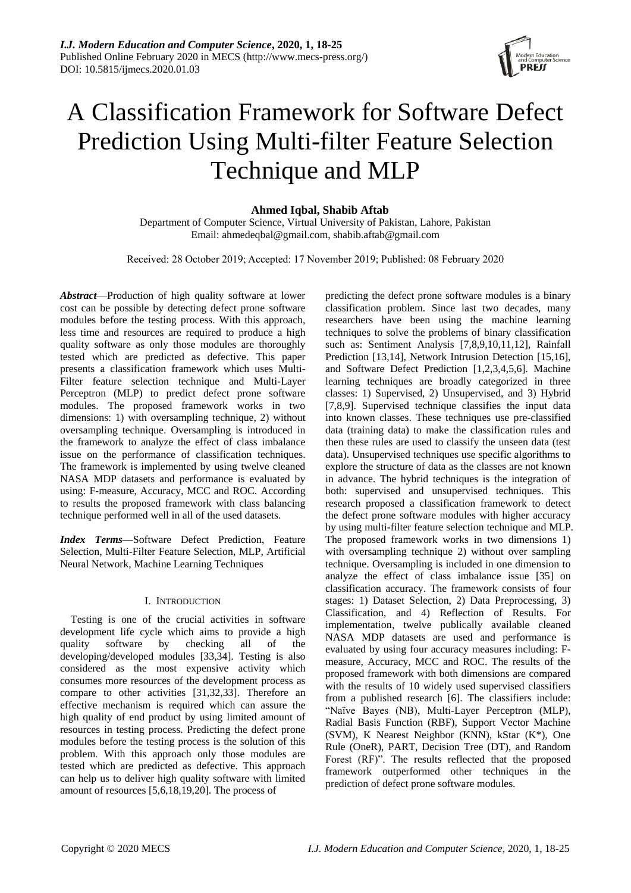# A Classification Framework for Software Defect Prediction Using Multi-filter Feature Selection Technique and MLP

**Ahmed Iqbal, Shabib Aftab**

Department of Computer Science, Virtual University of Pakistan, Lahore, Pakistan
Email: ahmedeqbal@gmail.com, shabib.aftab@gmail.com

Received: 28 October 2019; Accepted: 17 November 2019; Published: 08 February 2020

***Abstract***—Production of high quality software at lower cost can be possible by detecting defect prone software modules before the testing process. With this approach, less time and resources are required to produce a high quality software as only those modules are thoroughly tested which are predicted as defective. This paper presents a classification framework which uses Multi-Filter feature selection technique and Multi-Layer Perceptron (MLP) to predict defect prone software modules. The proposed framework works in two dimensions: 1) with oversampling technique, 2) without oversampling technique. Oversampling is introduced in the framework to analyze the effect of class imbalance issue on the performance of classification techniques. The framework is implemented by using twelve cleaned NASA MDP datasets and performance is evaluated by using: F-measure, Accuracy, MCC and ROC. According to results the proposed framework with class balancing technique performed well in all of the used datasets.

***Index Terms***—Software Defect Prediction, Feature Selection, Multi-Filter Feature Selection, MLP, Artificial Neural Network, Machine Learning Techniques

## I. Introduction

Testing is one of the crucial activities in software development life cycle which aims to provide a high quality software by checking all of the developing/developed modules [33,34]. Testing is also considered as the most expensive activity which consumes more resources of the development process as compare to other activities [31,32,33]. Therefore an effective mechanism is required which can assure the high quality of end product by using limited amount of resources in testing process. Predicting the defect prone modules before the testing process is the solution of this problem. With this approach only those modules are tested which are predicted as defective. This approach can help us to deliver high quality software with limited amount of resources [5,6,18,19,20]. The process of predicting the defect prone software modules is a binary classification problem. Since last two decades, many researchers have been using the machine learning techniques to solve the problems of binary classification such as: Sentiment Analysis [7,8,9,10,11,12], Rainfall Prediction [13,14], Network Intrusion Detection [15,16], and Software Defect Prediction [1,2,3,4,5,6]. Machine learning techniques are broadly categorized in three classes: 1) Supervised, 2) Unsupervised, and 3) Hybrid [7,8,9]. Supervised technique classifies the input data into known classes. These techniques use pre-classified data (training data) to make the classification rules and then these rules are used to classify the unseen data (test data). Unsupervised techniques use specific algorithms to explore the structure of data as the classes are not known in advance. The hybrid techniques is the integration of both: supervised and unsupervised techniques. This research proposed a classification framework to detect the defect prone software modules with higher accuracy by using multi-filter feature selection technique and MLP. The proposed framework works in two dimensions 1) with oversampling technique 2) without over sampling technique. Oversampling is included in one dimension to analyze the effect of class imbalance issue [35] on classification accuracy. The framework consists of four stages: 1) Dataset Selection, 2) Data Preprocessing, 3) Classification, and 4) Reflection of Results. For implementation, twelve publically available cleaned NASA MDP datasets are used and performance is evaluated by using four accuracy measures including: F-measure, Accuracy, MCC and ROC. The results of the proposed framework with both dimensions are compared with the results of 10 widely used supervised classifiers from a published research [6]. The classifiers include: "Naïve Bayes (NB), Multi-Layer Perceptron (MLP), Radial Basis Function (RBF), Support Vector Machine (SVM), K Nearest Neighbor (KNN), kStar (K*), One Rule (OneR), PART, Decision Tree (DT), and Random Forest (RF)". The results reflected that the proposed framework outperformed other techniques in the prediction of defect prone software modules.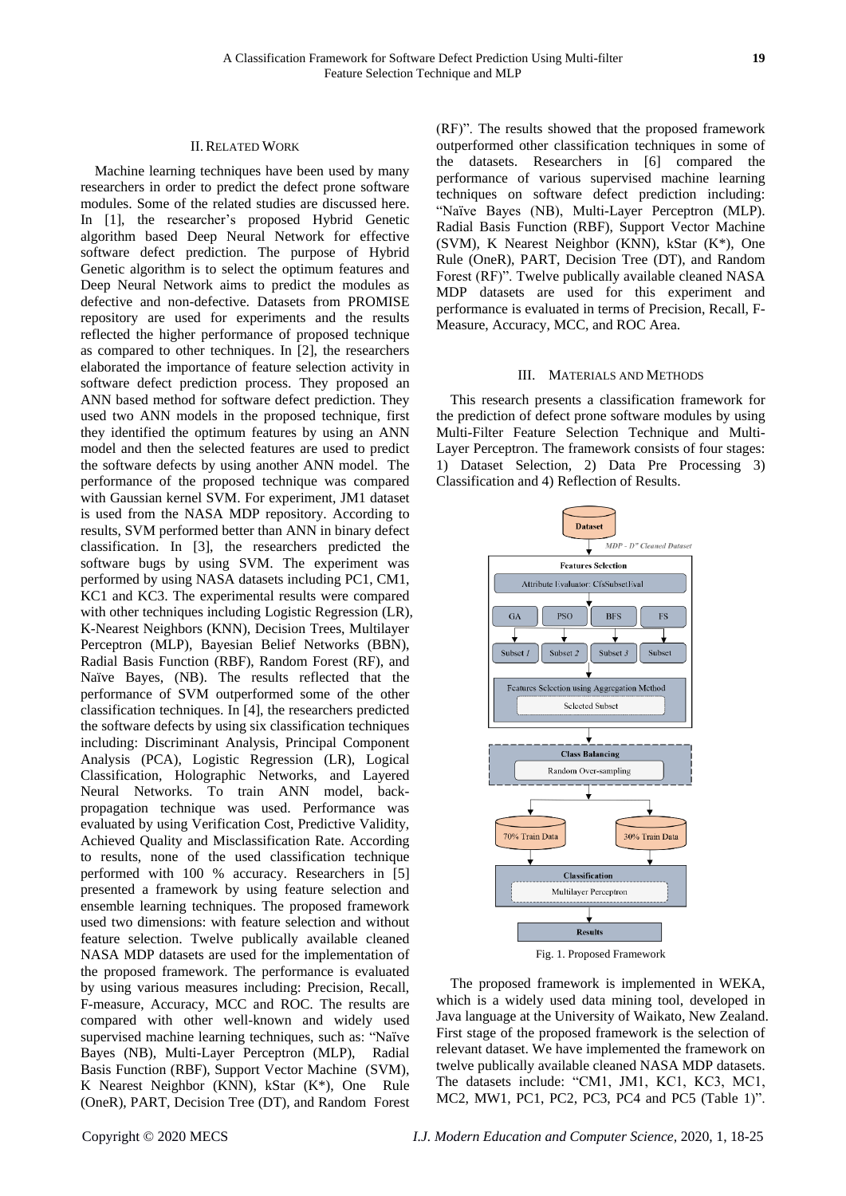## II. Related Work

Machine learning techniques have been used by many researchers in order to predict the defect prone software modules. Some of the related studies are discussed here. In [1], the researcher's proposed Hybrid Genetic algorithm based Deep Neural Network for effective software defect prediction. The purpose of Hybrid Genetic algorithm is to select the optimum features and Deep Neural Network aims to predict the modules as defective and non-defective. Datasets from PROMISE repository are used for experiments and the results reflected the higher performance of proposed technique as compared to other techniques. In [2], the researchers elaborated the importance of feature selection activity in software defect prediction process. They proposed an ANN based method for software defect prediction. They used two ANN models in the proposed technique, first they identified the optimum features by using an ANN model and then the selected features are used to predict the software defects by using another ANN model. The performance of the proposed technique was compared with Gaussian kernel SVM. For experiment, JM1 dataset is used from the NASA MDP repository. According to results, SVM performed better than ANN in binary defect classification. In [3], the researchers predicted the software bugs by using SVM. The experiment was performed by using NASA datasets including PC1, CM1, KC1 and KC3. The experimental results were compared with other techniques including Logistic Regression (LR), K-Nearest Neighbors (KNN), Decision Trees, Multilayer Perceptron (MLP), Bayesian Belief Networks (BBN), Radial Basis Function (RBF), Random Forest (RF), and Naïve Bayes, (NB). The results reflected that the performance of SVM outperformed some of the other classification techniques. In [4], the researchers predicted the software defects by using six classification techniques including: Discriminant Analysis, Principal Component Analysis (PCA), Logistic Regression (LR), Logical Classification, Holographic Networks, and Layered Neural Networks. To train ANN model, back-propagation technique was used. Performance was evaluated by using Verification Cost, Predictive Validity, Achieved Quality and Misclassification Rate. According to results, none of the used classification technique performed with 100 % accuracy. Researchers in [5] presented a framework by using feature selection and ensemble learning techniques. The proposed framework used two dimensions: with feature selection and without feature selection. Twelve publically available cleaned NASA MDP datasets are used for the implementation of the proposed framework. The performance is evaluated by using various measures including: Precision, Recall, F-measure, Accuracy, MCC and ROC. The results are compared with other well-known and widely used supervised machine learning techniques, such as: "Naïve Bayes (NB), Multi-Layer Perceptron (MLP), Radial Basis Function (RBF), Support Vector Machine (SVM), K Nearest Neighbor (KNN), kStar (K*), One Rule (OneR), PART, Decision Tree (DT), and Random Forest (RF)". The results showed that the proposed framework outperformed other classification techniques in some of the datasets. Researchers in [6] compared the performance of various supervised machine learning techniques on software defect prediction including: "Naïve Bayes (NB), Multi-Layer Perceptron (MLP). Radial Basis Function (RBF), Support Vector Machine (SVM), K Nearest Neighbor (KNN), kStar (K*), One Rule (OneR), PART, Decision Tree (DT), and Random Forest (RF)". Twelve publically available cleaned NASA MDP datasets are used for this experiment and performance is evaluated in terms of Precision, Recall, F-Measure, Accuracy, MCC, and ROC Area.

## III. Materials and Methods

This research presents a classification framework for the prediction of defect prone software modules by using Multi-Filter Feature Selection Technique and Multi-Layer Perceptron. The framework consists of four stages: 1) Dataset Selection, 2) Data Pre Processing 3) Classification and 4) Reflection of Results.

Fig. 1. Proposed Framework

The proposed framework is implemented in WEKA, which is a widely used data mining tool, developed in Java language at the University of Waikato, New Zealand. First stage of the proposed framework is the selection of relevant dataset. We have implemented the framework on twelve publically available cleaned NASA MDP datasets. The datasets include: "CM1, JM1, KC1, KC3, MC1, MC2, MW1, PC1, PC2, PC3, PC4 and PC5 (Table 1)".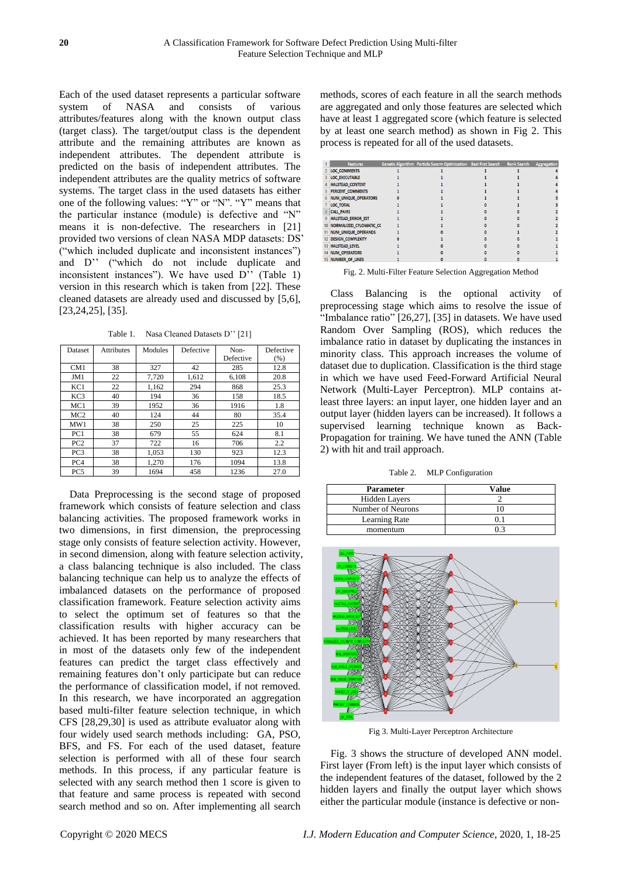Each of the used dataset represents a particular software system of NASA and consists of various attributes/features along with the known output class (target class). The target/output class is the dependent attribute and the remaining attributes are known as independent attributes. The dependent attribute is predicted on the basis of independent attributes. The independent attributes are the quality metrics of software systems. The target class in the used datasets has either one of the following values: "Y" or "N". "Y" means that the particular instance (module) is defective and "N" means it is non-defective. The researchers in [21] provided two versions of clean NASA MDP datasets: DS' ("which included duplicate and inconsistent instances") and D'' ("which do not include duplicate and inconsistent instances"). We have used D'' (Table 1) version in this research which is taken from [22]. These cleaned datasets are already used and discussed by [5,6], [23,24,25], [35].

Table 1. Nasa Cleaned Datasets D'' [21]

| Dataset | Attributes | Modules | Defective | Non-Defective | Defective (%) |
|---|---|---|---|---|---|
| CM1 | 38 | 327 | 42 | 285 | 12.8 |
| JM1 | 22 | 7,720 | 1,612 | 6,108 | 20.8 |
| KC1 | 22 | 1,162 | 294 | 868 | 25.3 |
| KC3 | 40 | 194 | 36 | 158 | 18.5 |
| MC1 | 39 | 1952 | 36 | 1916 | 1.8 |
| MC2 | 40 | 124 | 44 | 80 | 35.4 |
| MW1 | 38 | 250 | 25 | 225 | 10 |
| PC1 | 38 | 679 | 55 | 624 | 8.1 |
| PC2 | 37 | 722 | 16 | 706 | 2.2 |
| PC3 | 38 | 1,053 | 130 | 923 | 12.3 |
| PC4 | 38 | 1,270 | 176 | 1094 | 13.8 |
| PC5 | 39 | 1694 | 458 | 1236 | 27.0 |

Data Preprocessing is the second stage of proposed framework which consists of feature selection and class balancing activities. The proposed framework works in two dimensions, in first dimension, the preprocessing stage only consists of feature selection activity. However, in second dimension, along with feature selection activity, a class balancing technique is also included. The class balancing technique can help us to analyze the effects of imbalanced datasets on the performance of proposed classification framework. Feature selection activity aims to select the optimum set of features so that the classification results with higher accuracy can be achieved. It has been reported by many researchers that in most of the datasets only few of the independent features can predict the target class effectively and remaining features don't only participate but can reduce the performance of the classification model, if not removed. In this research, we have incorporated an aggregation based multi-filter feature selection technique, in which CFS [28,29,30] is used as attribute evaluator along with four widely used search methods including: GA, PSO, BFS, and FS. For each of the used dataset, feature selection is performed with all of these four search methods. In this process, if any particular feature is selected with any search method then 1 score is given to that feature and same process is repeated with second search method and so on. After implementing all search methods, scores of each feature in all the search methods are aggregated and only those features are selected which have at least 1 aggregated score (which feature is selected by at least one search method) as shown in Fig 2. This process is repeated for all of the used datasets.

| | Features | Genetic Algorithm | Particle Swarm Optimization | Best First Search | Rank Search | Aggregation |
|---|---|---|---|---|---|---|
| 2 | LOC_COMMENTS | 1 | 1 | 1 | 1 | 4 |
| 3 | LOC_EXECUTABLE | 1 | 1 | 1 | 1 | 4 |
| 4 | HALSTEAD_CONTENT | 1 | 1 | 1 | 1 | 4 |
| 5 | PERCENT_COMMENTS | 1 | 1 | 1 | 1 | 4 |
| 6 | NUM_UNIQUE_OPERATORS | 0 | 1 | 1 | 1 | 3 |
| 7 | LOC_TOTAL | 1 | 1 | 0 | 1 | 3 |
| 8 | CALL_PAIRS | 1 | 1 | 0 | 0 | 2 |
| 9 | HALSTEAD_ERROR_EST | 1 | 1 | 0 | 0 | 2 |
| 10 | NORMALIZED_CYLOMATIC_CC | 1 | 1 | 0 | 0 | 2 |
| 11 | NUM_UNIQUE_OPERANDS | 1 | 0 | 0 | 1 | 2 |
| 12 | DESIGN_COMPLEXITY | 0 | 1 | 0 | 0 | 1 |
| 13 | HALSTEAD_LEVEL | 1 | 0 | 0 | 0 | 1 |
| 14 | NUM_OPERATORS | 1 | 0 | 0 | 0 | 1 |
| 15 | NUMBER_OF_LINES | 1 | 0 | 0 | 0 | 1 |

Fig. 2. Multi-Filter Feature Selection Aggregation Method

Class Balancing is the optional activity of preprocessing stage which aims to resolve the issue of "Imbalance ratio" [26,27], [35] in datasets. We have used Random Over Sampling (ROS), which reduces the imbalance ratio in dataset by duplicating the instances in minority class. This approach increases the volume of dataset due to duplication. Classification is the third stage in which we have used Feed-Forward Artificial Neural Network (Multi-Layer Perceptron). MLP contains at-least three layers: an input layer, one hidden layer and an output layer (hidden layers can be increased). It follows a supervised learning technique known as Back-Propagation for training. We have tuned the ANN (Table 2) with hit and trail approach.

Table 2. MLP Configuration

| Parameter | Value |
|---|---|
| Hidden Layers | 2 |
| Number of Neurons | 10 |
| Learning Rate | 0.1 |
| momentum | 0.3 |

Fig 3. Multi-Layer Perceptron Architecture

Fig. 3 shows the structure of developed ANN model. First layer (From left) is the input layer which consists of the independent features of the dataset, followed by the 2 hidden layers and finally the output layer which shows either the particular module (instance is defective or non-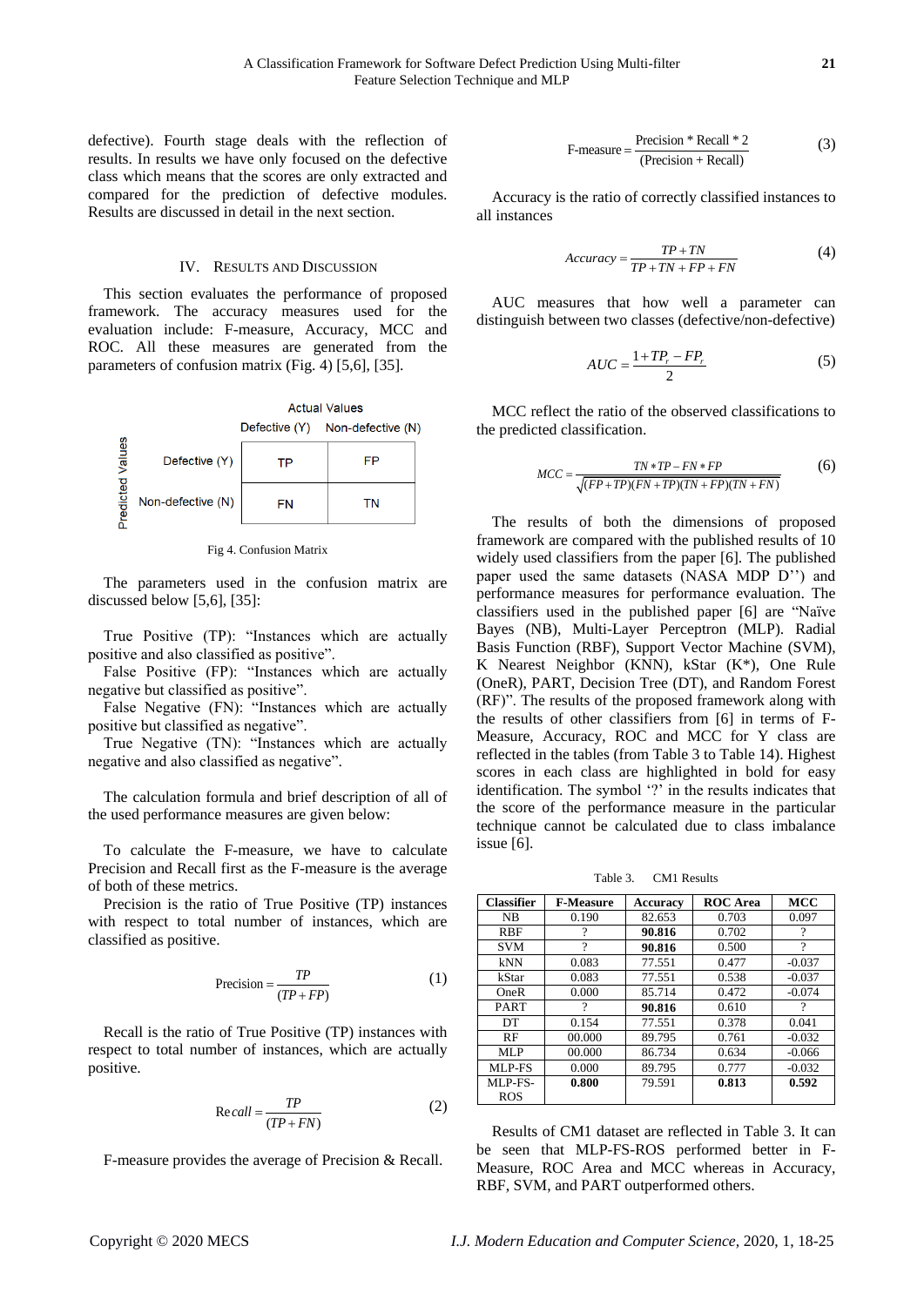defective). Fourth stage deals with the reflection of results. In results we have only focused on the defective class which means that the scores are only extracted and compared for the prediction of defective modules. Results are discussed in detail in the next section.

## IV. Results and Discussion

This section evaluates the performance of proposed framework. The accuracy measures used for the evaluation include: F-measure, Accuracy, MCC and ROC. All these measures are generated from the parameters of confusion matrix (Fig. 4) [5,6], [35].

| | | Actual Values | |
|---|---|---|---|
| | | Defective (Y) | Non-defective (N) |
| Predicted Values | Defective (Y) | TP | FP |
| | Non-defective (N) | FN | TN |

Fig 4. Confusion Matrix

The parameters used in the confusion matrix are discussed below [5,6], [35]:

True Positive (TP): "Instances which are actually positive and also classified as positive".

False Positive (FP): "Instances which are actually negative but classified as positive".

False Negative (FN): "Instances which are actually positive but classified as negative".

True Negative (TN): "Instances which are actually negative and also classified as negative".

The calculation formula and brief description of all of the used performance measures are given below:

To calculate the F-measure, we have to calculate Precision and Recall first as the F-measure is the average of both of these metrics.

Precision is the ratio of True Positive (TP) instances with respect to total number of instances, which are classified as positive.

$$\text{Precision} = \frac{TP}{(TP + FP)} \tag{1}$$

Recall is the ratio of True Positive (TP) instances with respect to total number of instances, which are actually positive.

$$Recall = \frac{TP}{(TP + FN)} \tag{2}$$

F-measure provides the average of Precision & Recall.

$$\text{F-measure} = \frac{\text{Precision} * \text{Recall} * 2}{(\text{Precision} + \text{Recall})} \tag{3}$$

Accuracy is the ratio of correctly classified instances to all instances

$$Accuracy = \frac{TP + TN}{TP + TN + FP + FN} \tag{4}$$

AUC measures that how well a parameter can distinguish between two classes (defective/non-defective)

$$AUC = \frac{1 + TP_r - FP_r}{2} \tag{5}$$

MCC reflect the ratio of the observed classifications to the predicted classification.

$$MCC = \frac{TN * TP - FN * FP}{\sqrt{(FP + TP)(FN + TP)(TN + FP)(TN + FN)}} \tag{6}$$

The results of both the dimensions of proposed framework are compared with the published results of 10 widely used classifiers from the paper [6]. The published paper used the same datasets (NASA MDP D'') and performance measures for performance evaluation. The classifiers used in the published paper [6] are "Naïve Bayes (NB), Multi-Layer Perceptron (MLP). Radial Basis Function (RBF), Support Vector Machine (SVM), K Nearest Neighbor (KNN), kStar (K*), One Rule (OneR), PART, Decision Tree (DT), and Random Forest (RF)". The results of the proposed framework along with the results of other classifiers from [6] in terms of F-Measure, Accuracy, ROC and MCC for Y class are reflected in the tables (from Table 3 to Table 14). Highest scores in each class are highlighted in bold for easy identification. The symbol '?' in the results indicates that the score of the performance measure in the particular technique cannot be calculated due to class imbalance issue [6].

Table 3. CM1 Results

| Classifier | F-Measure | Accuracy | ROC Area | MCC |
|---|---|---|---|---|
| NB | 0.190 | 82.653 | 0.703 | 0.097 |
| RBF | ? | **90.816** | 0.702 | ? |
| SVM | ? | **90.816** | 0.500 | ? |
| kNN | 0.083 | 77.551 | 0.477 | -0.037 |
| kStar | 0.083 | 77.551 | 0.538 | -0.037 |
| OneR | 0.000 | 85.714 | 0.472 | -0.074 |
| PART | ? | **90.816** | 0.610 | ? |
| DT | 0.154 | 77.551 | 0.378 | 0.041 |
| RF | 00.000 | 89.795 | 0.761 | -0.032 |
| MLP | 00.000 | 86.734 | 0.634 | -0.066 |
| MLP-FS | 0.000 | 89.795 | 0.777 | -0.032 |
| MLP-FS-ROS | **0.800** | 79.591 | **0.813** | **0.592** |

Results of CM1 dataset are reflected in Table 3. It can be seen that MLP-FS-ROS performed better in F-Measure, ROC Area and MCC whereas in Accuracy, RBF, SVM, and PART outperformed others.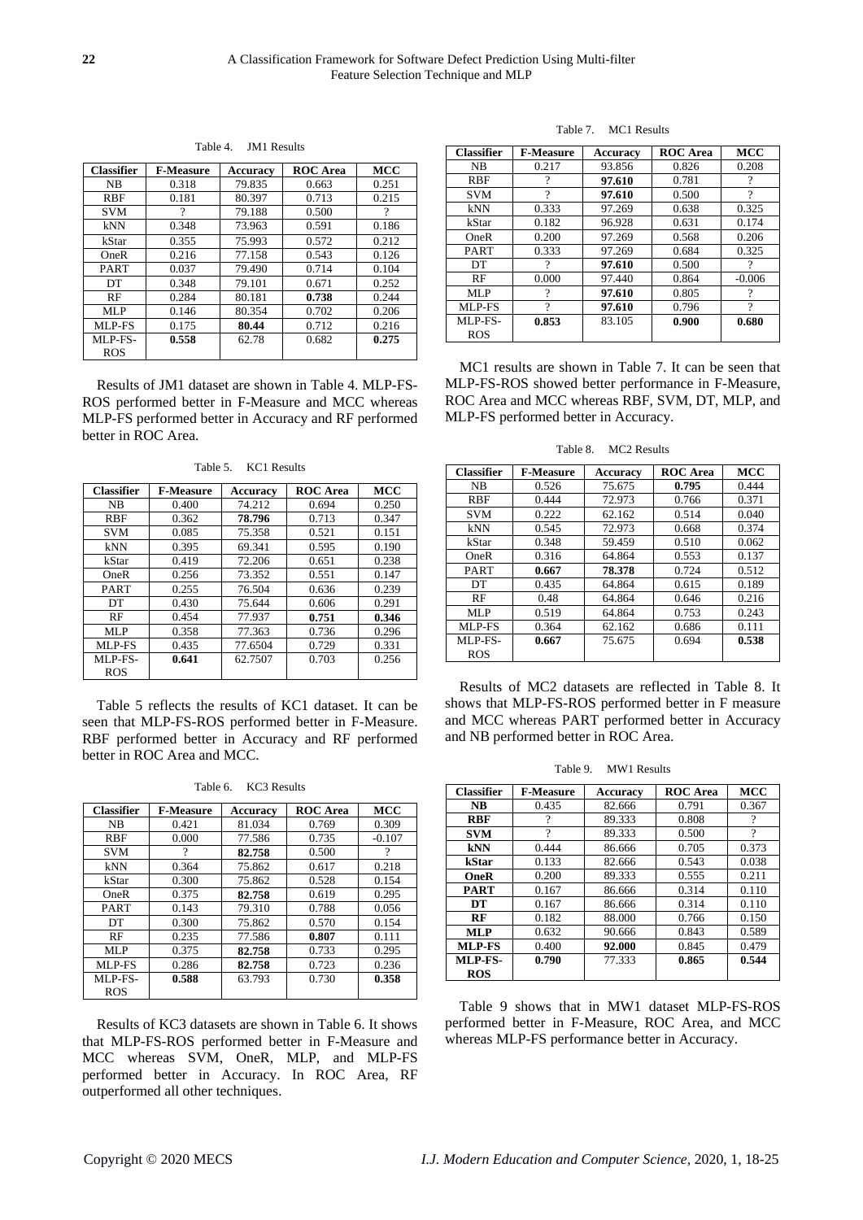Table 4. JM1 Results

| Classifier | F-Measure | Accuracy | ROC Area | MCC |
|---|---|---|---|---|
| NB | 0.318 | 79.835 | 0.663 | 0.251 |
| RBF | 0.181 | 80.397 | 0.713 | 0.215 |
| SVM | ? | 79.188 | 0.500 | ? |
| kNN | 0.348 | 73.963 | 0.591 | 0.186 |
| kStar | 0.355 | 75.993 | 0.572 | 0.212 |
| OneR | 0.216 | 77.158 | 0.543 | 0.126 |
| PART | 0.037 | 79.490 | 0.714 | 0.104 |
| DT | 0.348 | 79.101 | 0.671 | 0.252 |
| RF | 0.284 | 80.181 | **0.738** | 0.244 |
| MLP | 0.146 | 80.354 | 0.702 | 0.206 |
| MLP-FS | 0.175 | **80.44** | 0.712 | 0.216 |
| MLP-FS-ROS | **0.558** | 62.78 | 0.682 | **0.275** |

Results of JM1 dataset are shown in Table 4. MLP-FS-ROS performed better in F-Measure and MCC whereas MLP-FS performed better in Accuracy and RF performed better in ROC Area.

Table 5. KC1 Results

| Classifier | F-Measure | Accuracy | ROC Area | MCC |
|---|---|---|---|---|
| NB | 0.400 | 74.212 | 0.694 | 0.250 |
| RBF | 0.362 | **78.796** | 0.713 | 0.347 |
| SVM | 0.085 | 75.358 | 0.521 | 0.151 |
| kNN | 0.395 | 69.341 | 0.595 | 0.190 |
| kStar | 0.419 | 72.206 | 0.651 | 0.238 |
| OneR | 0.256 | 73.352 | 0.551 | 0.147 |
| PART | 0.255 | 76.504 | 0.636 | 0.239 |
| DT | 0.430 | 75.644 | 0.606 | 0.291 |
| RF | 0.454 | 77.937 | **0.751** | **0.346** |
| MLP | 0.358 | 77.363 | 0.736 | 0.296 |
| MLP-FS | 0.435 | 77.6504 | 0.729 | 0.331 |
| MLP-FS-ROS | **0.641** | 62.7507 | 0.703 | 0.256 |

Table 5 reflects the results of KC1 dataset. It can be seen that MLP-FS-ROS performed better in F-Measure. RBF performed better in Accuracy and RF performed better in ROC Area and MCC.

Table 6. KC3 Results

| Classifier | F-Measure | Accuracy | ROC Area | MCC |
|---|---|---|---|---|
| NB | 0.421 | 81.034 | 0.769 | 0.309 |
| RBF | 0.000 | 77.586 | 0.735 | -0.107 |
| SVM | ? | **82.758** | 0.500 | ? |
| kNN | 0.364 | 75.862 | 0.617 | 0.218 |
| kStar | 0.300 | 75.862 | 0.528 | 0.154 |
| OneR | 0.375 | **82.758** | 0.619 | 0.295 |
| PART | 0.143 | 79.310 | 0.788 | 0.056 |
| DT | 0.300 | 75.862 | 0.570 | 0.154 |
| RF | 0.235 | 77.586 | **0.807** | 0.111 |
| MLP | 0.375 | **82.758** | 0.733 | 0.295 |
| MLP-FS | 0.286 | **82.758** | 0.723 | 0.236 |
| MLP-FS-ROS | **0.588** | 63.793 | 0.730 | **0.358** |

Results of KC3 datasets are shown in Table 6. It shows that MLP-FS-ROS performed better in F-Measure and MCC whereas SVM, OneR, MLP, and MLP-FS performed better in Accuracy. In ROC Area, RF outperformed all other techniques.

Table 7. MC1 Results

| Classifier | F-Measure | Accuracy | ROC Area | MCC |
|---|---|---|---|---|
| NB | 0.217 | 93.856 | 0.826 | 0.208 |
| RBF | ? | **97.610** | 0.781 | ? |
| SVM | ? | **97.610** | 0.500 | ? |
| kNN | 0.333 | 97.269 | 0.638 | 0.325 |
| kStar | 0.182 | 96.928 | 0.631 | 0.174 |
| OneR | 0.200 | 97.269 | 0.568 | 0.206 |
| PART | 0.333 | 97.269 | 0.684 | 0.325 |
| DT | ? | **97.610** | 0.500 | ? |
| RF | 0.000 | 97.440 | 0.864 | -0.006 |
| MLP | ? | **97.610** | 0.805 | ? |
| MLP-FS | ? | **97.610** | 0.796 | ? |
| MLP-FS-ROS | **0.853** | 83.105 | **0.900** | **0.680** |

MC1 results are shown in Table 7. It can be seen that MLP-FS-ROS showed better performance in F-Measure, ROC Area and MCC whereas RBF, SVM, DT, MLP, and MLP-FS performed better in Accuracy.

Table 8. MC2 Results

| Classifier | F-Measure | Accuracy | ROC Area | MCC |
|---|---|---|---|---|
| NB | 0.526 | 75.675 | **0.795** | 0.444 |
| RBF | 0.444 | 72.973 | 0.766 | 0.371 |
| SVM | 0.222 | 62.162 | 0.514 | 0.040 |
| kNN | 0.545 | 72.973 | 0.668 | 0.374 |
| kStar | 0.348 | 59.459 | 0.510 | 0.062 |
| OneR | 0.316 | 64.864 | 0.553 | 0.137 |
| PART | **0.667** | **78.378** | 0.724 | 0.512 |
| DT | 0.435 | 64.864 | 0.615 | 0.189 |
| RF | 0.48 | 64.864 | 0.646 | 0.216 |
| MLP | 0.519 | 64.864 | 0.753 | 0.243 |
| MLP-FS | 0.364 | 62.162 | 0.686 | 0.111 |
| MLP-FS-ROS | **0.667** | 75.675 | 0.694 | **0.538** |

Results of MC2 datasets are reflected in Table 8. It shows that MLP-FS-ROS performed better in F measure and MCC whereas PART performed better in Accuracy and NB performed better in ROC Area.

Table 9. MW1 Results

| Classifier | F-Measure | Accuracy | ROC Area | MCC |
|---|---|---|---|---|
| **NB** | 0.435 | 82.666 | 0.791 | 0.367 |
| **RBF** | ? | 89.333 | 0.808 | ? |
| **SVM** | ? | 89.333 | 0.500 | ? |
| **kNN** | 0.444 | 86.666 | 0.705 | 0.373 |
| **kStar** | 0.133 | 82.666 | 0.543 | 0.038 |
| **OneR** | 0.200 | 89.333 | 0.555 | 0.211 |
| **PART** | 0.167 | 86.666 | 0.314 | 0.110 |
| **DT** | 0.167 | 86.666 | 0.314 | 0.110 |
| **RF** | 0.182 | 88.000 | 0.766 | 0.150 |
| **MLP** | 0.632 | 90.666 | 0.843 | 0.589 |
| **MLP-FS** | 0.400 | **92.000** | 0.845 | 0.479 |
| **MLP-FS-ROS** | **0.790** | 77.333 | **0.865** | **0.544** |

Table 9 shows that in MW1 dataset MLP-FS-ROS performed better in F-Measure, ROC Area, and MCC whereas MLP-FS performance better in Accuracy.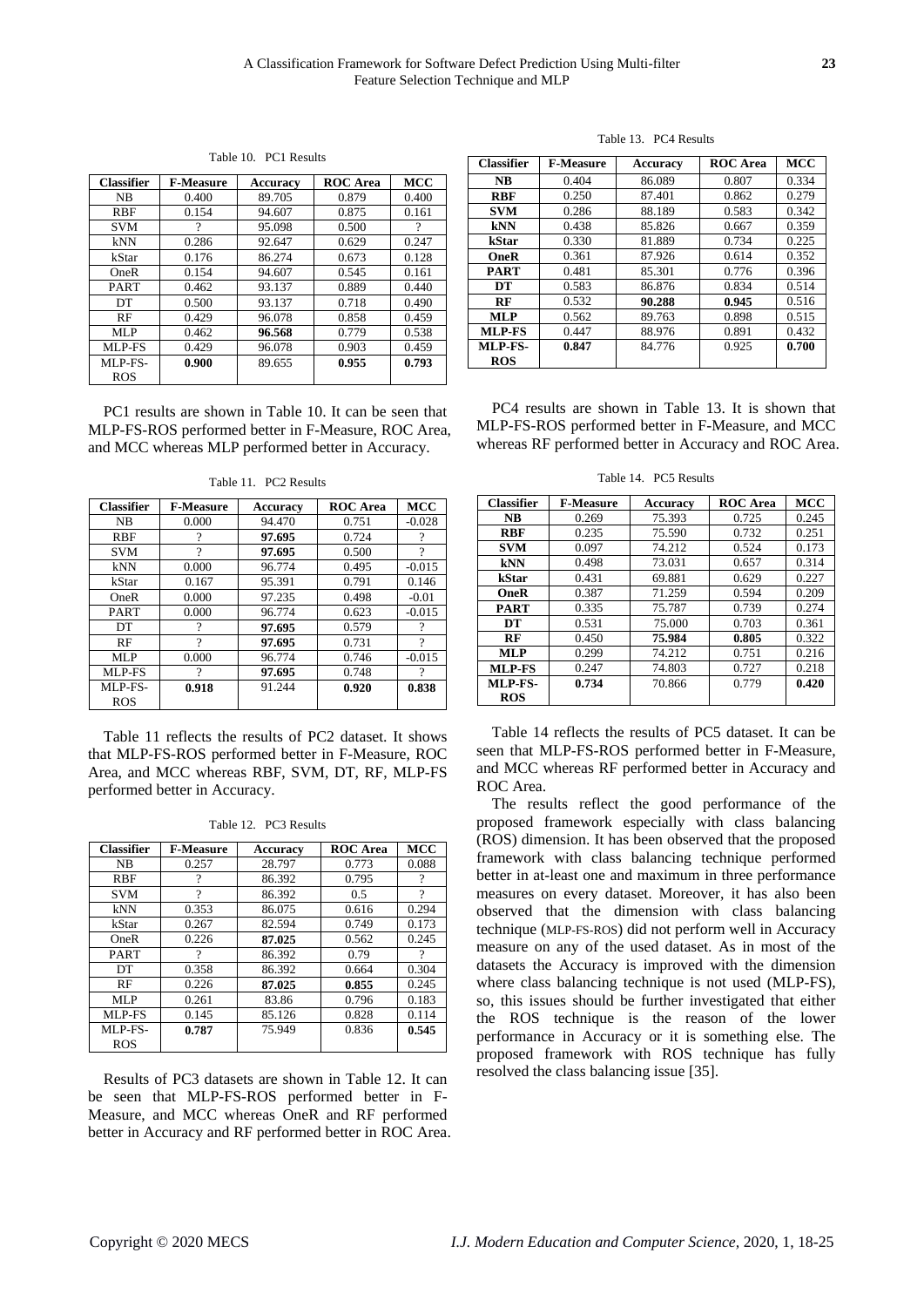Table 10. PC1 Results

| Classifier | F-Measure | Accuracy | ROC Area | MCC |
|---|---|---|---|---|
| NB | 0.400 | 89.705 | 0.879 | 0.400 |
| RBF | 0.154 | 94.607 | 0.875 | 0.161 |
| SVM | ? | 95.098 | 0.500 | ? |
| kNN | 0.286 | 92.647 | 0.629 | 0.247 |
| kStar | 0.176 | 86.274 | 0.673 | 0.128 |
| OneR | 0.154 | 94.607 | 0.545 | 0.161 |
| PART | 0.462 | 93.137 | 0.889 | 0.440 |
| DT | 0.500 | 93.137 | 0.718 | 0.490 |
| RF | 0.429 | 96.078 | 0.858 | 0.459 |
| MLP | 0.462 | **96.568** | 0.779 | 0.538 |
| MLP-FS | 0.429 | 96.078 | 0.903 | 0.459 |
| MLP-FS-ROS | **0.900** | 89.655 | **0.955** | **0.793** |

PC1 results are shown in Table 10. It can be seen that MLP-FS-ROS performed better in F-Measure, ROC Area, and MCC whereas MLP performed better in Accuracy.

Table 11. PC2 Results

| Classifier | F-Measure | Accuracy | ROC Area | MCC |
|---|---|---|---|---|
| NB | 0.000 | 94.470 | 0.751 | -0.028 |
| RBF | ? | **97.695** | 0.724 | ? |
| SVM | ? | **97.695** | 0.500 | ? |
| kNN | 0.000 | 96.774 | 0.495 | -0.015 |
| kStar | 0.167 | 95.391 | 0.791 | 0.146 |
| OneR | 0.000 | 97.235 | 0.498 | -0.01 |
| PART | 0.000 | 96.774 | 0.623 | -0.015 |
| DT | ? | **97.695** | 0.579 | ? |
| RF | ? | **97.695** | 0.731 | ? |
| MLP | 0.000 | 96.774 | 0.746 | -0.015 |
| MLP-FS | ? | **97.695** | 0.748 | ? |
| MLP-FS-ROS | **0.918** | 91.244 | **0.920** | **0.838** |

Table 11 reflects the results of PC2 dataset. It shows that MLP-FS-ROS performed better in F-Measure, ROC Area, and MCC whereas RBF, SVM, DT, RF, MLP-FS performed better in Accuracy.

Table 12. PC3 Results

| Classifier | F-Measure | Accuracy | ROC Area | MCC |
|---|---|---|---|---|
| NB | 0.257 | 28.797 | 0.773 | 0.088 |
| RBF | ? | 86.392 | 0.795 | ? |
| SVM | ? | 86.392 | 0.5 | ? |
| kNN | 0.353 | 86.075 | 0.616 | 0.294 |
| kStar | 0.267 | 82.594 | 0.749 | 0.173 |
| OneR | 0.226 | **87.025** | 0.562 | 0.245 |
| PART | ? | 86.392 | 0.79 | ? |
| DT | 0.358 | 86.392 | 0.664 | 0.304 |
| RF | 0.226 | **87.025** | **0.855** | 0.245 |
| MLP | 0.261 | 83.86 | 0.796 | 0.183 |
| MLP-FS | 0.145 | 85.126 | 0.828 | 0.114 |
| MLP-FS-ROS | **0.787** | 75.949 | 0.836 | **0.545** |

Results of PC3 datasets are shown in Table 12. It can be seen that MLP-FS-ROS performed better in F-Measure, and MCC whereas OneR and RF performed better in Accuracy and RF performed better in ROC Area.

Table 13. PC4 Results

| Classifier | F-Measure | Accuracy | ROC Area | MCC |
|---|---|---|---|---|
| **NB** | 0.404 | 86.089 | 0.807 | 0.334 |
| **RBF** | 0.250 | 87.401 | 0.862 | 0.279 |
| **SVM** | 0.286 | 88.189 | 0.583 | 0.342 |
| **kNN** | 0.438 | 85.826 | 0.667 | 0.359 |
| **kStar** | 0.330 | 81.889 | 0.734 | 0.225 |
| **OneR** | 0.361 | 87.926 | 0.614 | 0.352 |
| **PART** | 0.481 | 85.301 | 0.776 | 0.396 |
| **DT** | 0.583 | 86.876 | 0.834 | 0.514 |
| **RF** | 0.532 | **90.288** | **0.945** | 0.516 |
| **MLP** | 0.562 | 89.763 | 0.898 | 0.515 |
| **MLP-FS** | 0.447 | 88.976 | 0.891 | 0.432 |
| **MLP-FS-ROS** | **0.847** | 84.776 | 0.925 | **0.700** |

PC4 results are shown in Table 13. It is shown that MLP-FS-ROS performed better in F-Measure, and MCC whereas RF performed better in Accuracy and ROC Area.

Table 14. PC5 Results

| Classifier | F-Measure | Accuracy | ROC Area | MCC |
|---|---|---|---|---|
| **NB** | 0.269 | 75.393 | 0.725 | 0.245 |
| **RBF** | 0.235 | 75.590 | 0.732 | 0.251 |
| **SVM** | 0.097 | 74.212 | 0.524 | 0.173 |
| **kNN** | 0.498 | 73.031 | 0.657 | 0.314 |
| **kStar** | 0.431 | 69.881 | 0.629 | 0.227 |
| **OneR** | 0.387 | 71.259 | 0.594 | 0.209 |
| **PART** | 0.335 | 75.787 | 0.739 | 0.274 |
| **DT** | 0.531 | 75.000 | 0.703 | 0.361 |
| **RF** | 0.450 | **75.984** | **0.805** | 0.322 |
| **MLP** | 0.299 | 74.212 | 0.751 | 0.216 |
| **MLP-FS** | 0.247 | 74.803 | 0.727 | 0.218 |
| **MLP-FS-ROS** | **0.734** | 70.866 | 0.779 | **0.420** |

Table 14 reflects the results of PC5 dataset. It can be seen that MLP-FS-ROS performed better in F-Measure, and MCC whereas RF performed better in Accuracy and ROC Area.

The results reflect the good performance of the proposed framework especially with class balancing (ROS) dimension. It has been observed that the proposed framework with class balancing technique performed better in at-least one and maximum in three performance measures on every dataset. Moreover, it has also been observed that the dimension with class balancing technique (MLP-FS-ROS) did not perform well in Accuracy measure on any of the used dataset. As in most of the datasets the Accuracy is improved with the dimension where class balancing technique is not used (MLP-FS), so, this issues should be further investigated that either the ROS technique is the reason of the lower performance in Accuracy or it is something else. The proposed framework with ROS technique has fully resolved the class balancing issue [35].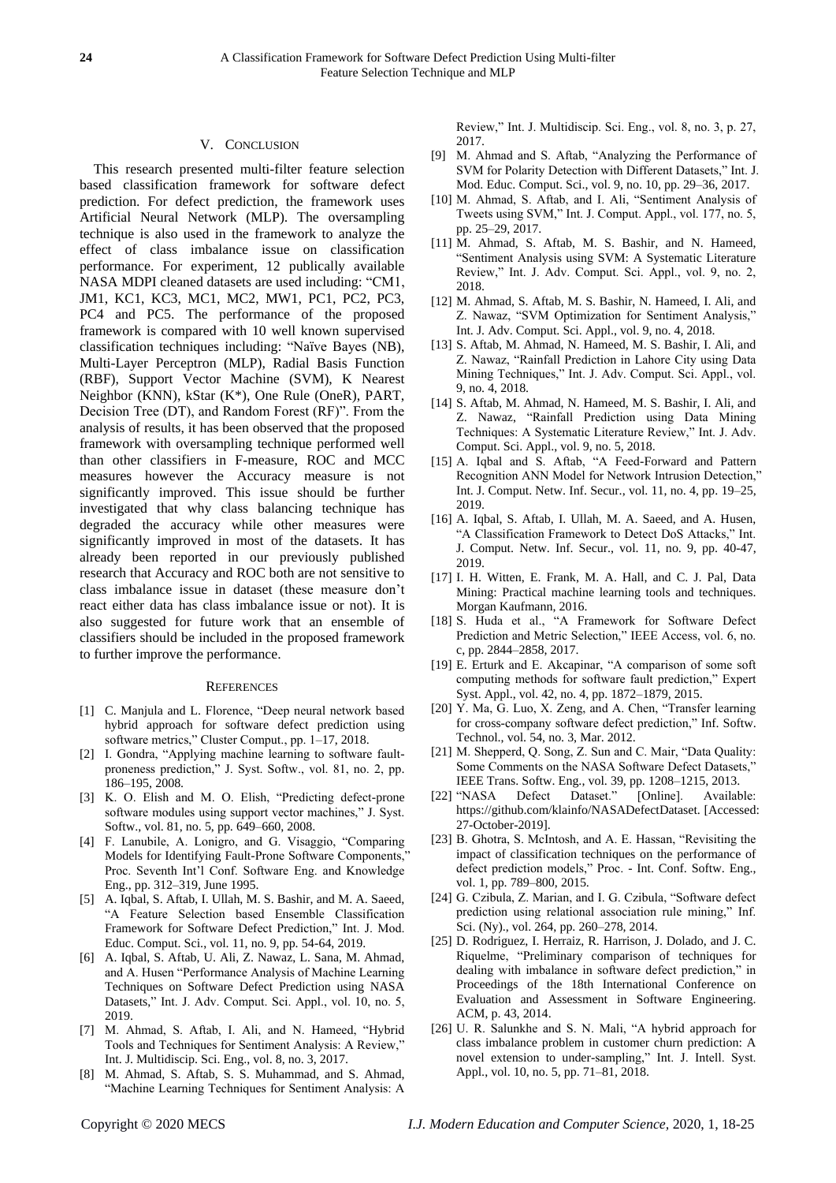## V. Conclusion

This research presented multi-filter feature selection based classification framework for software defect prediction. For defect prediction, the framework uses Artificial Neural Network (MLP). The oversampling technique is also used in the framework to analyze the effect of class imbalance issue on classification performance. For experiment, 12 publically available NASA MDPI cleaned datasets are used including: "CM1, JM1, KC1, KC3, MC1, MC2, MW1, PC1, PC2, PC3, PC4 and PC5. The performance of the proposed framework is compared with 10 well known supervised classification techniques including: "Naïve Bayes (NB), Multi-Layer Perceptron (MLP), Radial Basis Function (RBF), Support Vector Machine (SVM), K Nearest Neighbor (KNN), kStar (K*), One Rule (OneR), PART, Decision Tree (DT), and Random Forest (RF)". From the analysis of results, it has been observed that the proposed framework with oversampling technique performed well than other classifiers in F-measure, ROC and MCC measures however the Accuracy measure is not significantly improved. This issue should be further investigated that why class balancing technique has degraded the accuracy while other measures were significantly improved in most of the datasets. It has already been reported in our previously published research that Accuracy and ROC both are not sensitive to class imbalance issue in dataset (these measure don't react either data has class imbalance issue or not). It is also suggested for future work that an ensemble of classifiers should be included in the proposed framework to further improve the performance.

## References

[1] C. Manjula and L. Florence, "Deep neural network based hybrid approach for software defect prediction using software metrics," Cluster Comput., pp. 1–17, 2018.

[2] I. Gondra, "Applying machine learning to software fault-proneness prediction," J. Syst. Softw., vol. 81, no. 2, pp. 186–195, 2008.

[3] K. O. Elish and M. O. Elish, "Predicting defect-prone software modules using support vector machines," J. Syst. Softw., vol. 81, no. 5, pp. 649–660, 2008.

[4] F. Lanubile, A. Lonigro, and G. Visaggio, "Comparing Models for Identifying Fault-Prone Software Components," Proc. Seventh Int'l Conf. Software Eng. and Knowledge Eng., pp. 312–319, June 1995.

[5] A. Iqbal, S. Aftab, I. Ullah, M. S. Bashir, and M. A. Saeed, "A Feature Selection based Ensemble Classification Framework for Software Defect Prediction," Int. J. Mod. Educ. Comput. Sci., vol. 11, no. 9, pp. 54-64, 2019.

[6] A. Iqbal, S. Aftab, U. Ali, Z. Nawaz, L. Sana, M. Ahmad, and A. Husen "Performance Analysis of Machine Learning Techniques on Software Defect Prediction using NASA Datasets," Int. J. Adv. Comput. Sci. Appl., vol. 10, no. 5, 2019.

[7] M. Ahmad, S. Aftab, I. Ali, and N. Hameed, "Hybrid Tools and Techniques for Sentiment Analysis: A Review," Int. J. Multidiscip. Sci. Eng., vol. 8, no. 3, 2017.

[8] M. Ahmad, S. Aftab, S. S. Muhammad, and S. Ahmad, "Machine Learning Techniques for Sentiment Analysis: A Review," Int. J. Multidiscip. Sci. Eng., vol. 8, no. 3, p. 27, 2017.

[9] M. Ahmad and S. Aftab, "Analyzing the Performance of SVM for Polarity Detection with Different Datasets," Int. J. Mod. Educ. Comput. Sci., vol. 9, no. 10, pp. 29–36, 2017.

[10] M. Ahmad, S. Aftab, and I. Ali, "Sentiment Analysis of Tweets using SVM," Int. J. Comput. Appl., vol. 177, no. 5, pp. 25–29, 2017.

[11] M. Ahmad, S. Aftab, M. S. Bashir, and N. Hameed, "Sentiment Analysis using SVM: A Systematic Literature Review," Int. J. Adv. Comput. Sci. Appl., vol. 9, no. 2, 2018.

[12] M. Ahmad, S. Aftab, M. S. Bashir, N. Hameed, I. Ali, and Z. Nawaz, "SVM Optimization for Sentiment Analysis," Int. J. Adv. Comput. Sci. Appl., vol. 9, no. 4, 2018.

[13] S. Aftab, M. Ahmad, N. Hameed, M. S. Bashir, I. Ali, and Z. Nawaz, "Rainfall Prediction in Lahore City using Data Mining Techniques," Int. J. Adv. Comput. Sci. Appl., vol. 9, no. 4, 2018.

[14] S. Aftab, M. Ahmad, N. Hameed, M. S. Bashir, I. Ali, and Z. Nawaz, "Rainfall Prediction using Data Mining Techniques: A Systematic Literature Review," Int. J. Adv. Comput. Sci. Appl., vol. 9, no. 5, 2018.

[15] A. Iqbal and S. Aftab, "A Feed-Forward and Pattern Recognition ANN Model for Network Intrusion Detection," Int. J. Comput. Netw. Inf. Secur., vol. 11, no. 4, pp. 19–25, 2019.

[16] A. Iqbal, S. Aftab, I. Ullah, M. A. Saeed, and A. Husen, "A Classification Framework to Detect DoS Attacks," Int. J. Comput. Netw. Inf. Secur., vol. 11, no. 9, pp. 40-47, 2019.

[17] I. H. Witten, E. Frank, M. A. Hall, and C. J. Pal, Data Mining: Practical machine learning tools and techniques. Morgan Kaufmann, 2016.

[18] S. Huda et al., "A Framework for Software Defect Prediction and Metric Selection," IEEE Access, vol. 6, no. c, pp. 2844–2858, 2017.

[19] E. Erturk and E. Akcapinar, "A comparison of some soft computing methods for software fault prediction," Expert Syst. Appl., vol. 42, no. 4, pp. 1872–1879, 2015.

[20] Y. Ma, G. Luo, X. Zeng, and A. Chen, "Transfer learning for cross-company software defect prediction," Inf. Softw. Technol., vol. 54, no. 3, Mar. 2012.

[21] M. Shepperd, Q. Song, Z. Sun and C. Mair, "Data Quality: Some Comments on the NASA Software Defect Datasets," IEEE Trans. Softw. Eng., vol. 39, pp. 1208–1215, 2013.

[22] "NASA Defect Dataset." [Online]. Available: https://github.com/klainfo/NASADefectDataset. [Accessed: 27-October-2019].

[23] B. Ghotra, S. McIntosh, and A. E. Hassan, "Revisiting the impact of classification techniques on the performance of defect prediction models," Proc. - Int. Conf. Softw. Eng., vol. 1, pp. 789–800, 2015.

[24] G. Czibula, Z. Marian, and I. G. Czibula, "Software defect prediction using relational association rule mining," Inf. Sci. (Ny)., vol. 264, pp. 260–278, 2014.

[25] D. Rodriguez, I. Herraiz, R. Harrison, J. Dolado, and J. C. Riquelme, "Preliminary comparison of techniques for dealing with imbalance in software defect prediction," in Proceedings of the 18th International Conference on Evaluation and Assessment in Software Engineering. ACM, p. 43, 2014.

[26] U. R. Salunkhe and S. N. Mali, "A hybrid approach for class imbalance problem in customer churn prediction: A novel extension to under-sampling," Int. J. Intell. Syst. Appl., vol. 10, no. 5, pp. 71–81, 2018.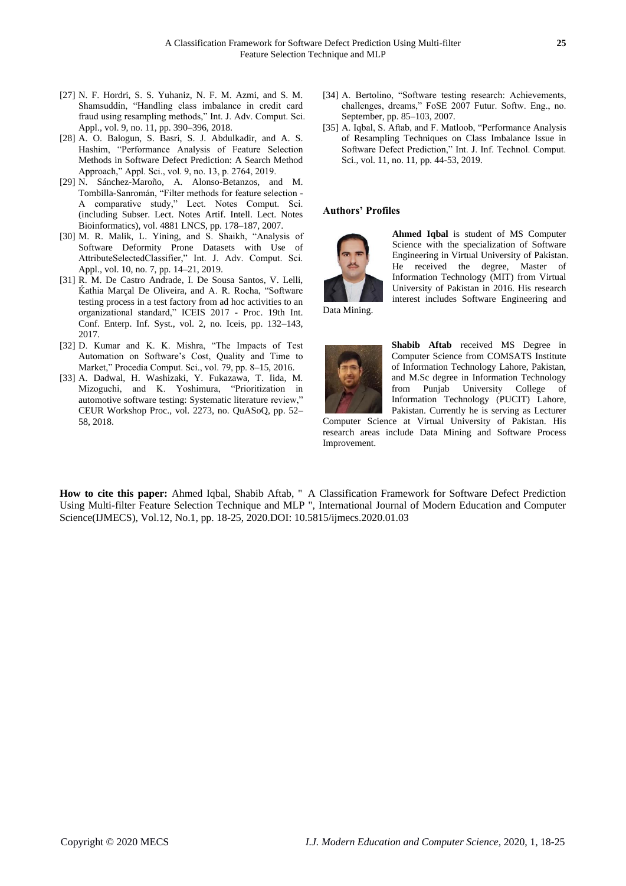[27] N. F. Hordri, S. S. Yuhaniz, N. F. M. Azmi, and S. M. Shamsuddin, "Handling class imbalance in credit card fraud using resampling methods," Int. J. Adv. Comput. Sci. Appl., vol. 9, no. 11, pp. 390–396, 2018.

[28] A. O. Balogun, S. Basri, S. J. Abdulkadir, and A. S. Hashim, "Performance Analysis of Feature Selection Methods in Software Defect Prediction: A Search Method Approach," Appl. Sci., vol. 9, no. 13, p. 2764, 2019.

[29] N. Sánchez-Maroño, A. Alonso-Betanzos, and M. Tombilla-Sanromán, "Filter methods for feature selection - A comparative study," Lect. Notes Comput. Sci. (including Subser. Lect. Notes Artif. Intell. Lect. Notes Bioinformatics), vol. 4881 LNCS, pp. 178–187, 2007.

[30] M. R. Malik, L. Yining, and S. Shaikh, "Analysis of Software Deformity Prone Datasets with Use of AttributeSelectedClassifier," Int. J. Adv. Comput. Sci. Appl., vol. 10, no. 7, pp. 14–21, 2019.

[31] R. M. De Castro Andrade, I. De Sousa Santos, V. Lelli, Ḱathia Marçal De Oliveira, and A. R. Rocha, "Software testing process in a test factory from ad hoc activities to an organizational standard," ICEIS 2017 - Proc. 19th Int. Conf. Enterp. Inf. Syst., vol. 2, no. Iceis, pp. 132–143, 2017.

[32] D. Kumar and K. K. Mishra, "The Impacts of Test Automation on Software's Cost, Quality and Time to Market," Procedia Comput. Sci., vol. 79, pp. 8–15, 2016.

[33] A. Dadwal, H. Washizaki, Y. Fukazawa, T. Iida, M. Mizoguchi, and K. Yoshimura, "Prioritization in automotive software testing: Systematic literature review," CEUR Workshop Proc., vol. 2273, no. QuASoQ, pp. 52–58, 2018.

[34] A. Bertolino, "Software testing research: Achievements, challenges, dreams," FoSE 2007 Futur. Softw. Eng., no. September, pp. 85–103, 2007.

[35] A. Iqbal, S. Aftab, and F. Matloob, "Performance Analysis of Resampling Techniques on Class Imbalance Issue in Software Defect Prediction," Int. J. Inf. Technol. Comput. Sci., vol. 11, no. 11, pp. 44-53, 2019.

## Authors' Profiles

**Ahmed Iqbal** is student of MS Computer Science with the specialization of Software Engineering in Virtual University of Pakistan. He received the degree, Master of Information Technology (MIT) from Virtual University of Pakistan in 2016. His research interest includes Software Engineering and Data Mining.

**Shabib Aftab** received MS Degree in Computer Science from COMSATS Institute of Information Technology Lahore, Pakistan, and M.Sc degree in Information Technology from Punjab University College of Information Technology (PUCIT) Lahore, Pakistan. Currently he is serving as Lecturer Computer Science at Virtual University of Pakistan. His research areas include Data Mining and Software Process Improvement.

**How to cite this paper:** Ahmed Iqbal, Shabib Aftab, " A Classification Framework for Software Defect Prediction Using Multi-filter Feature Selection Technique and MLP ", International Journal of Modern Education and Computer Science(IJMECS), Vol.12, No.1, pp. 18-25, 2020.DOI: 10.5815/ijmecs.2020.01.03